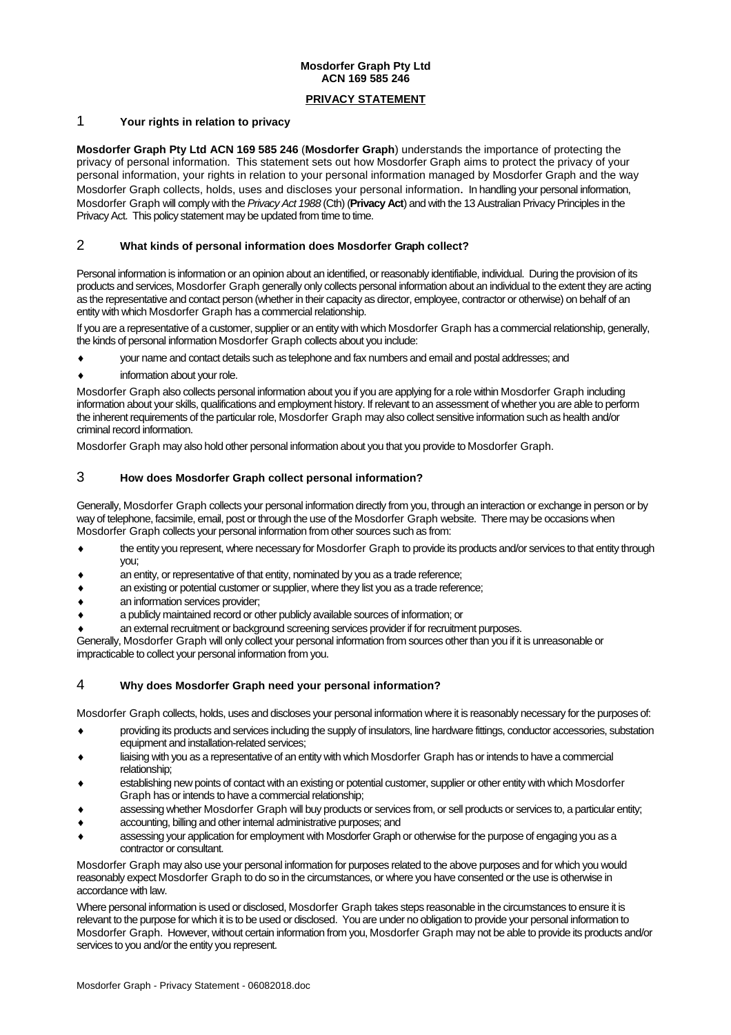**Mosdorfer Graph Pty Ltd**
**ACN 169 585 246**

# PRIVACY STATEMENT

## 1 Your rights in relation to privacy

**Mosdorfer Graph Pty Ltd ACN 169 585 246** (**Mosdorfer Graph**) understands the importance of protecting the privacy of personal information. This statement sets out how Mosdorfer Graph aims to protect the privacy of your personal information, your rights in relation to your personal information managed by Mosdorfer Graph and the way Mosdorfer Graph collects, holds, uses and discloses your personal information. In handling your personal information, Mosdorfer Graph will comply with the *Privacy Act 1988* (Cth) (**Privacy Act**) and with the 13 Australian Privacy Principles in the Privacy Act. This policy statement may be updated from time to time.

## 2 What kinds of personal information does Mosdorfer Graph collect?

Personal information is information or an opinion about an identified, or reasonably identifiable, individual. During the provision of its products and services, Mosdorfer Graph generally only collects personal information about an individual to the extent they are acting as the representative and contact person (whether in their capacity as director, employee, contractor or otherwise) on behalf of an entity with which Mosdorfer Graph has a commercial relationship.

If you are a representative of a customer, supplier or an entity with which Mosdorfer Graph has a commercial relationship, generally, the kinds of personal information Mosdorfer Graph collects about you include:

- your name and contact details such as telephone and fax numbers and email and postal addresses; and
- information about your role.

Mosdorfer Graph also collects personal information about you if you are applying for a role within Mosdorfer Graph including information about your skills, qualifications and employment history. If relevant to an assessment of whether you are able to perform the inherent requirements of the particular role, Mosdorfer Graph may also collect sensitive information such as health and/or criminal record information.

Mosdorfer Graph may also hold other personal information about you that you provide to Mosdorfer Graph.

## 3 How does Mosdorfer Graph collect personal information?

Generally, Mosdorfer Graph collects your personal information directly from you, through an interaction or exchange in person or by way of telephone, facsimile, email, post or through the use of the Mosdorfer Graph website. There may be occasions when Mosdorfer Graph collects your personal information from other sources such as from:

- the entity you represent, where necessary for Mosdorfer Graph to provide its products and/or services to that entity through you;
- an entity, or representative of that entity, nominated by you as a trade reference;
- an existing or potential customer or supplier, where they list you as a trade reference;
- an information services provider;
- a publicly maintained record or other publicly available sources of information; or
- an external recruitment or background screening services provider if for recruitment purposes.

Generally, Mosdorfer Graph will only collect your personal information from sources other than you if it is unreasonable or impracticable to collect your personal information from you.

## 4 Why does Mosdorfer Graph need your personal information?

Mosdorfer Graph collects, holds, uses and discloses your personal information where it is reasonably necessary for the purposes of:

- providing its products and services including the supply of insulators, line hardware fittings, conductor accessories, substation equipment and installation-related services;
- liaising with you as a representative of an entity with which Mosdorfer Graph has or intends to have a commercial relationship;
- establishing new points of contact with an existing or potential customer, supplier or other entity with which Mosdorfer Graph has or intends to have a commercial relationship;
- assessing whether Mosdorfer Graph will buy products or services from, or sell products or services to, a particular entity;
- accounting, billing and other internal administrative purposes; and
- assessing your application for employment with Mosdorfer Graph or otherwise for the purpose of engaging you as a contractor or consultant.

Mosdorfer Graph may also use your personal information for purposes related to the above purposes and for which you would reasonably expect Mosdorfer Graph to do so in the circumstances, or where you have consented or the use is otherwise in accordance with law.

Where personal information is used or disclosed, Mosdorfer Graph takes steps reasonable in the circumstances to ensure it is relevant to the purpose for which it is to be used or disclosed. You are under no obligation to provide your personal information to Mosdorfer Graph. However, without certain information from you, Mosdorfer Graph may not be able to provide its products and/or services to you and/or the entity you represent.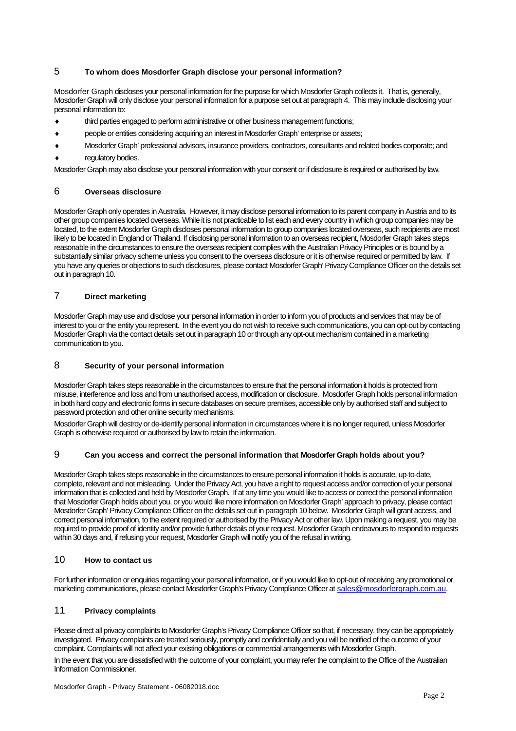## 5 To whom does Mosdorfer Graph disclose your personal information?

Mosdorfer Graph discloses your personal information for the purpose for which Mosdorfer Graph collects it. That is, generally, Mosdorfer Graph will only disclose your personal information for a purpose set out at paragraph 4. This may include disclosing your personal information to:

- third parties engaged to perform administrative or other business management functions;
- people or entities considering acquiring an interest in Mosdorfer Graph' enterprise or assets;
- Mosdorfer Graph' professional advisors, insurance providers, contractors, consultants and related bodies corporate; and
- regulatory bodies.

Mosdorfer Graph may also disclose your personal information with your consent or if disclosure is required or authorised by law.

## 6 Overseas disclosure

Mosdorfer Graph only operates in Australia. However, it may disclose personal information to its parent company in Austria and to its other group companies located overseas. While it is not practicable to list each and every country in which group companies may be located, to the extent Mosdorfer Graph discloses personal information to group companies located overseas, such recipients are most likely to be located in England or Thailand. If disclosing personal information to an overseas recipient, Mosdorfer Graph takes steps reasonable in the circumstances to ensure the overseas recipient complies with the Australian Privacy Principles or is bound by a substantially similar privacy scheme unless you consent to the overseas disclosure or it is otherwise required or permitted by law. If you have any queries or objections to such disclosures, please contact Mosdorfer Graph' Privacy Compliance Officer on the details set out in paragraph 10.

## 7 Direct marketing

Mosdorfer Graph may use and disclose your personal information in order to inform you of products and services that may be of interest to you or the entity you represent. In the event you do not wish to receive such communications, you can opt-out by contacting Mosdorfer Graph via the contact details set out in paragraph 10 or through any opt-out mechanism contained in a marketing communication to you.

## 8 Security of your personal information

Mosdorfer Graph takes steps reasonable in the circumstances to ensure that the personal information it holds is protected from misuse, interference and loss and from unauthorised access, modification or disclosure. Mosdorfer Graph holds personal information in both hard copy and electronic forms in secure databases on secure premises, accessible only by authorised staff and subject to password protection and other online security mechanisms.

Mosdorfer Graph will destroy or de-identify personal information in circumstances where it is no longer required, unless Mosdorfer Graph is otherwise required or authorised by law to retain the information.

## 9 Can you access and correct the personal information that Mosdorfer Graph holds about you?

Mosdorfer Graph takes steps reasonable in the circumstances to ensure personal information it holds is accurate, up-to-date, complete, relevant and not misleading. Under the Privacy Act, you have a right to request access and/or correction of your personal information that is collected and held by Mosdorfer Graph. If at any time you would like to access or correct the personal information that Mosdorfer Graph holds about you, or you would like more information on Mosdorfer Graph' approach to privacy, please contact Mosdorfer Graph' Privacy Compliance Officer on the details set out in paragraph 10 below. Mosdorfer Graph will grant access, and correct personal information, to the extent required or authorised by the Privacy Act or other law. Upon making a request, you may be required to provide proof of identity and/or provide further details of your request. Mosdorfer Graph endeavours to respond to requests within 30 days and, if refusing your request, Mosdorfer Graph will notify you of the refusal in writing.

## 10 How to contact us

For further information or enquiries regarding your personal information, or if you would like to opt-out of receiving any promotional or marketing communications, please contact Mosdorfer Graph's Privacy Compliance Officer at sales@mosdorfergraph.com.au.

## 11 Privacy complaints

Please direct all privacy complaints to Mosdorfer Graph's Privacy Compliance Officer so that, if necessary, they can be appropriately investigated. Privacy complaints are treated seriously, promptly and confidentially and you will be notified of the outcome of your complaint. Complaints will not affect your existing obligations or commercial arrangements with Mosdorfer Graph.

In the event that you are dissatisfied with the outcome of your complaint, you may refer the complaint to the Office of the Australian Information Commissioner.